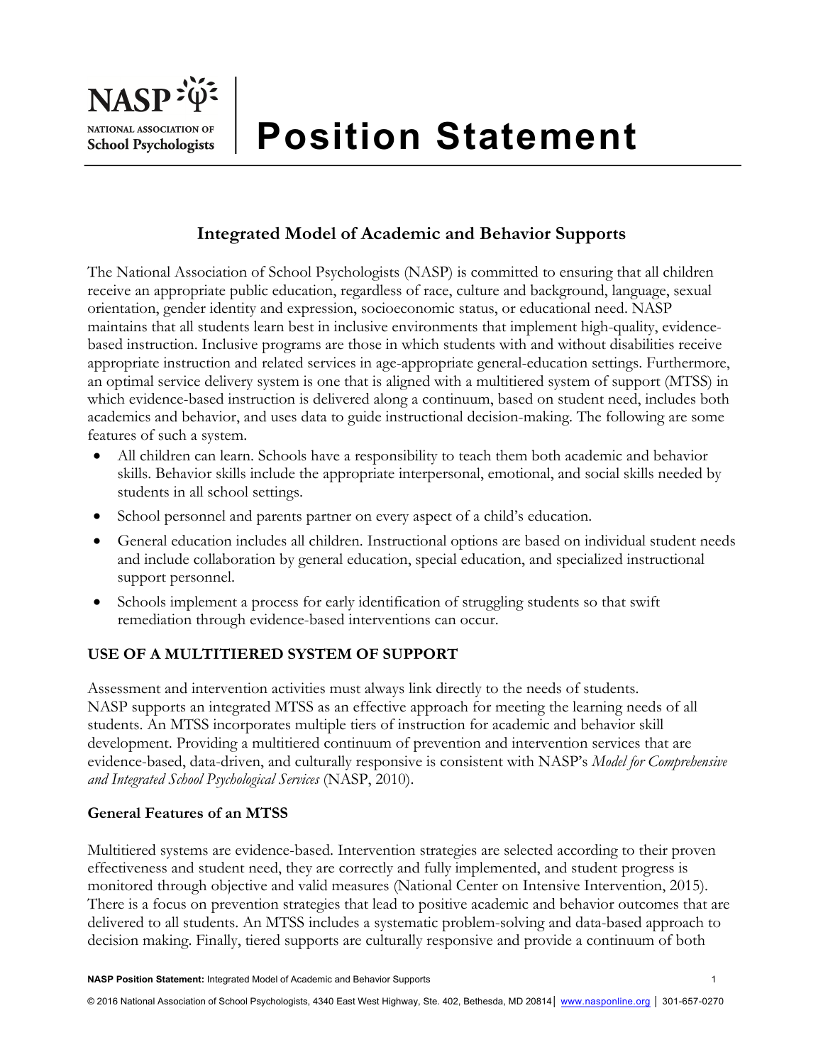# Position Statement

## Integrated Model of Academic and Behavior Supports

The National Association of School Psychologists (NASP) is committed to ensuring that all children receive an appropriate public education, regardless of race, culture and background, language, sexual orientation, gender identity and expression, socioeconomic status, or educational need. NASP maintains that all students learn best in inclusive environments that implement high-quality, evidence-based instruction. Inclusive programs are those in which students with and without disabilities receive appropriate instruction and related services in age-appropriate general-education settings. Furthermore, an optimal service delivery system is one that is aligned with a multitiered system of support (MTSS) in which evidence-based instruction is delivered along a continuum, based on student need, includes both academics and behavior, and uses data to guide instructional decision-making. The following are some features of such a system.

- All children can learn. Schools have a responsibility to teach them both academic and behavior skills. Behavior skills include the appropriate interpersonal, emotional, and social skills needed by students in all school settings.
- School personnel and parents partner on every aspect of a child's education.
- General education includes all children. Instructional options are based on individual student needs and include collaboration by general education, special education, and specialized instructional support personnel.
- Schools implement a process for early identification of struggling students so that swift remediation through evidence-based interventions can occur.

### USE OF A MULTITIERED SYSTEM OF SUPPORT

Assessment and intervention activities must always link directly to the needs of students. NASP supports an integrated MTSS as an effective approach for meeting the learning needs of all students. An MTSS incorporates multiple tiers of instruction for academic and behavior skill development. Providing a multitiered continuum of prevention and intervention services that are evidence-based, data-driven, and culturally responsive is consistent with NASP's *Model for Comprehensive and Integrated School Psychological Services* (NASP, 2010).

#### General Features of an MTSS

Multitiered systems are evidence-based. Intervention strategies are selected according to their proven effectiveness and student need, they are correctly and fully implemented, and student progress is monitored through objective and valid measures (National Center on Intensive Intervention, 2015). There is a focus on prevention strategies that lead to positive academic and behavior outcomes that are delivered to all students. An MTSS includes a systematic problem-solving and data-based approach to decision making. Finally, tiered supports are culturally responsive and provide a continuum of both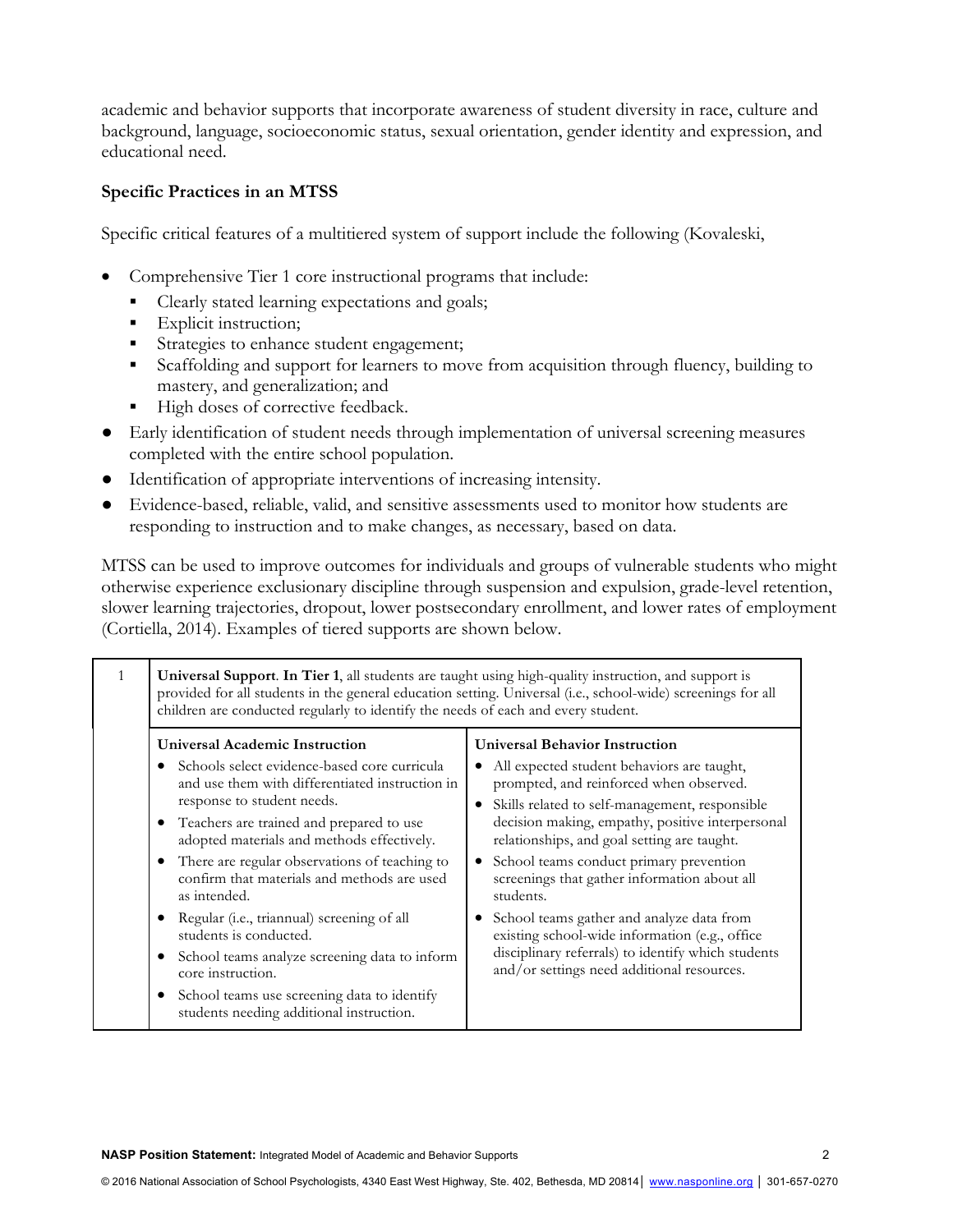academic and behavior supports that incorporate awareness of student diversity in race, culture and background, language, socioeconomic status, sexual orientation, gender identity and expression, and educational need.

### Specific Practices in an MTSS

Specific critical features of a multitiered system of support include the following (Kovaleski,

- Comprehensive Tier 1 core instructional programs that include:
  - Clearly stated learning expectations and goals;
  - Explicit instruction;
  - Strategies to enhance student engagement;
  - Scaffolding and support for learners to move from acquisition through fluency, building to mastery, and generalization; and
  - High doses of corrective feedback.
- Early identification of student needs through implementation of universal screening measures completed with the entire school population.
- Identification of appropriate interventions of increasing intensity.
- Evidence-based, reliable, valid, and sensitive assessments used to monitor how students are responding to instruction and to make changes, as necessary, based on data.

MTSS can be used to improve outcomes for individuals and groups of vulnerable students who might otherwise experience exclusionary discipline through suspension and expulsion, grade-level retention, slower learning trajectories, dropout, lower postsecondary enrollment, and lower rates of employment (Cortiella, 2014). Examples of tiered supports are shown below.

| 1 | **Universal Support**. **In Tier 1**, all students are taught using high-quality instruction, and support is provided for all students in the general education setting. Universal (i.e., school-wide) screenings for all children are conducted regularly to identify the needs of each and every student. | |
|---|---|---|
| | **Universal Academic Instruction**<br>• Schools select evidence-based core curricula and use them with differentiated instruction in response to student needs.<br>• Teachers are trained and prepared to use adopted materials and methods effectively.<br>• There are regular observations of teaching to confirm that materials and methods are used as intended.<br>• Regular (i.e., triannual) screening of all students is conducted.<br>• School teams analyze screening data to inform core instruction.<br>• School teams use screening data to identify students needing additional instruction. | **Universal Behavior Instruction**<br>• All expected student behaviors are taught, prompted, and reinforced when observed.<br>• Skills related to self-management, responsible decision making, empathy, positive interpersonal relationships, and goal setting are taught.<br>• School teams conduct primary prevention screenings that gather information about all students.<br>• School teams gather and analyze data from existing school-wide information (e.g., office disciplinary referrals) to identify which students and/or settings need additional resources. |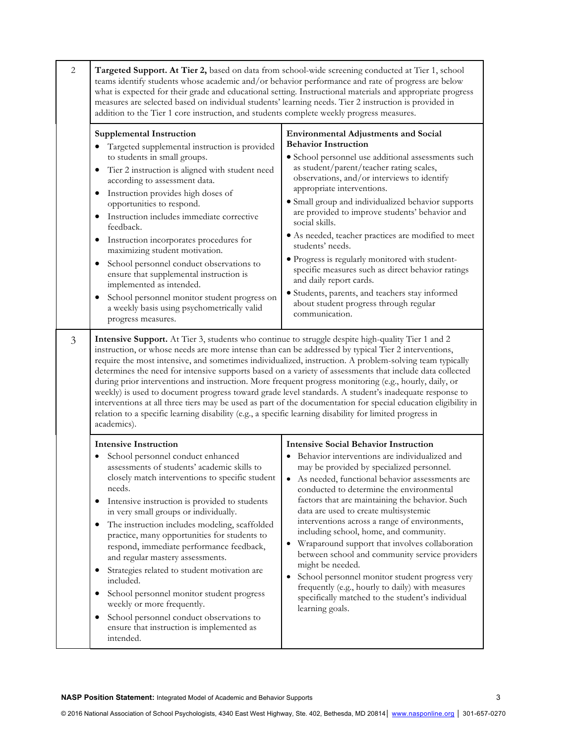| Tier | Description | |
|---|---|---|
| 2 | **Targeted Support. At Tier 2,** based on data from school-wide screening conducted at Tier 1, school teams identify students whose academic and/or behavior performance and rate of progress are below what is expected for their grade and educational setting. Instructional materials and appropriate progress measures are selected based on individual students' learning needs. Tier 2 instruction is provided in addition to the Tier 1 core instruction, and students complete weekly progress measures. | |
| | **Supplemental Instruction**<br>• Targeted supplemental instruction is provided to students in small groups.<br>• Tier 2 instruction is aligned with student need according to assessment data.<br>• Instruction provides high doses of opportunities to respond.<br>• Instruction includes immediate corrective feedback.<br>• Instruction incorporates procedures for maximizing student motivation.<br>• School personnel conduct observations to ensure that supplemental instruction is implemented as intended.<br>• School personnel monitor student progress on a weekly basis using psychometrically valid progress measures. | **Environmental Adjustments and Social Behavior Instruction**<br>• School personnel use additional assessments such as student/parent/teacher rating scales, observations, and/or interviews to identify appropriate interventions.<br>• Small group and individualized behavior supports are provided to improve students' behavior and social skills.<br>• As needed, teacher practices are modified to meet students' needs.<br>• Progress is regularly monitored with student-specific measures such as direct behavior ratings and daily report cards.<br>• Students, parents, and teachers stay informed about student progress through regular communication. |
| 3 | **Intensive Support.** At Tier 3, students who continue to struggle despite high-quality Tier 1 and 2 instruction, or whose needs are more intense than can be addressed by typical Tier 2 interventions, require the most intensive, and sometimes individualized, instruction. A problem-solving team typically determines the need for intensive supports based on a variety of assessments that include data collected during prior interventions and instruction. More frequent progress monitoring (e.g., hourly, daily, or weekly) is used to document progress toward grade level standards. A student's inadequate response to interventions at all three tiers may be used as part of the documentation for special education eligibility in relation to a specific learning disability (e.g., a specific learning disability for limited progress in academics). | |
| | **Intensive Instruction**<br>• School personnel conduct enhanced assessments of students' academic skills to closely match interventions to specific student needs.<br>• Intensive instruction is provided to students in very small groups or individually.<br>• The instruction includes modeling, scaffolded practice, many opportunities for students to respond, immediate performance feedback, and regular mastery assessments.<br>• Strategies related to student motivation are included.<br>• School personnel monitor student progress weekly or more frequently.<br>• School personnel conduct observations to ensure that instruction is implemented as intended. | **Intensive Social Behavior Instruction**<br>• Behavior interventions are individualized and may be provided by specialized personnel.<br>• As needed, functional behavior assessments are conducted to determine the environmental factors that are maintaining the behavior. Such data are used to create multisystemic interventions across a range of environments, including school, home, and community.<br>• Wraparound support that involves collaboration between school and community service providers might be needed.<br>• School personnel monitor student progress very frequently (e.g., hourly to daily) with measures specifically matched to the student's individual learning goals. |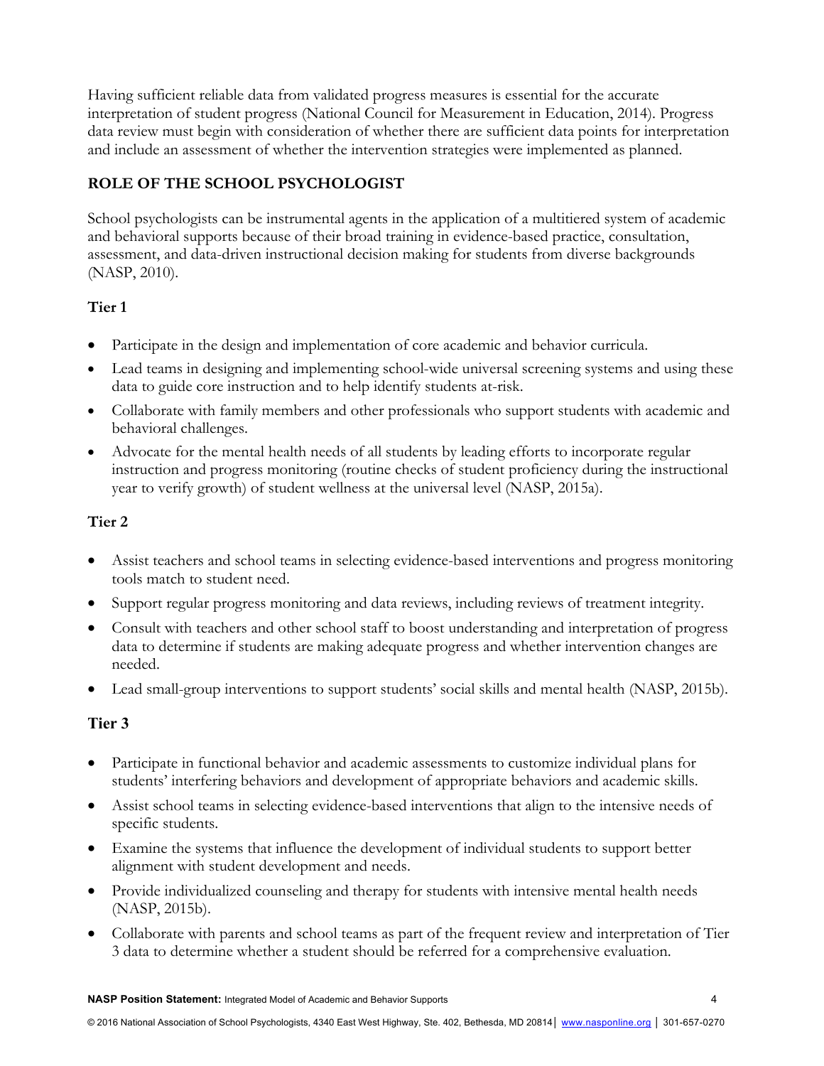Having sufficient reliable data from validated progress measures is essential for the accurate interpretation of student progress (National Council for Measurement in Education, 2014). Progress data review must begin with consideration of whether there are sufficient data points for interpretation and include an assessment of whether the intervention strategies were implemented as planned.

## ROLE OF THE SCHOOL PSYCHOLOGIST

School psychologists can be instrumental agents in the application of a multitiered system of academic and behavioral supports because of their broad training in evidence-based practice, consultation, assessment, and data-driven instructional decision making for students from diverse backgrounds (NASP, 2010).

### Tier 1

- Participate in the design and implementation of core academic and behavior curricula.
- Lead teams in designing and implementing school-wide universal screening systems and using these data to guide core instruction and to help identify students at-risk.
- Collaborate with family members and other professionals who support students with academic and behavioral challenges.
- Advocate for the mental health needs of all students by leading efforts to incorporate regular instruction and progress monitoring (routine checks of student proficiency during the instructional year to verify growth) of student wellness at the universal level (NASP, 2015a).

### Tier 2

- Assist teachers and school teams in selecting evidence-based interventions and progress monitoring tools match to student need.
- Support regular progress monitoring and data reviews, including reviews of treatment integrity.
- Consult with teachers and other school staff to boost understanding and interpretation of progress data to determine if students are making adequate progress and whether intervention changes are needed.
- Lead small-group interventions to support students' social skills and mental health (NASP, 2015b).

### Tier 3

- Participate in functional behavior and academic assessments to customize individual plans for students' interfering behaviors and development of appropriate behaviors and academic skills.
- Assist school teams in selecting evidence-based interventions that align to the intensive needs of specific students.
- Examine the systems that influence the development of individual students to support better alignment with student development and needs.
- Provide individualized counseling and therapy for students with intensive mental health needs (NASP, 2015b).
- Collaborate with parents and school teams as part of the frequent review and interpretation of Tier 3 data to determine whether a student should be referred for a comprehensive evaluation.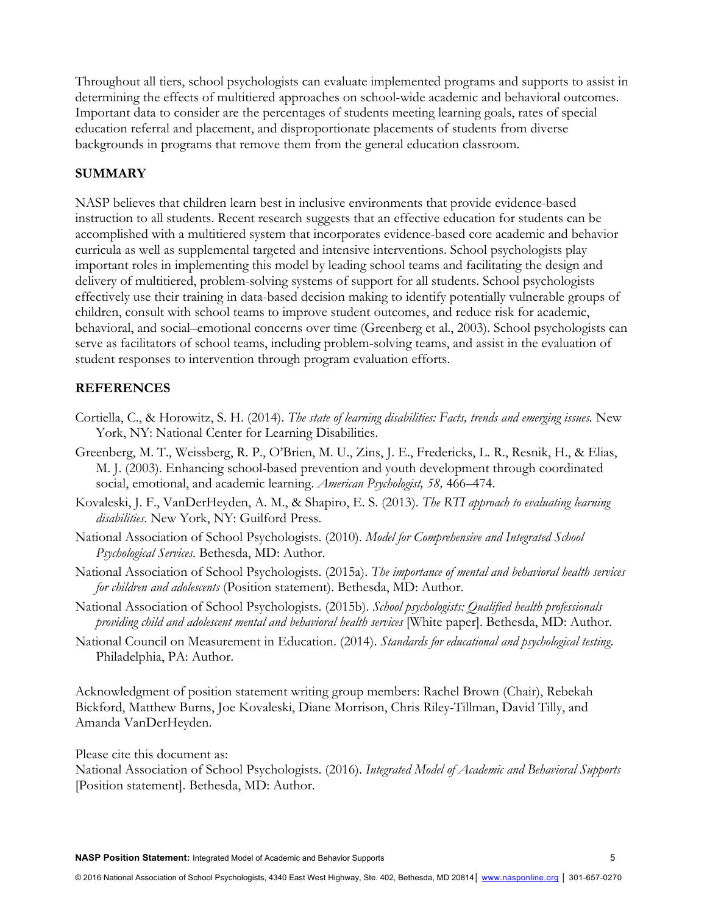Throughout all tiers, school psychologists can evaluate implemented programs and supports to assist in determining the effects of multitiered approaches on school-wide academic and behavioral outcomes. Important data to consider are the percentages of students meeting learning goals, rates of special education referral and placement, and disproportionate placements of students from diverse backgrounds in programs that remove them from the general education classroom.

## SUMMARY

NASP believes that children learn best in inclusive environments that provide evidence-based instruction to all students. Recent research suggests that an effective education for students can be accomplished with a multitiered system that incorporates evidence-based core academic and behavior curricula as well as supplemental targeted and intensive interventions. School psychologists play important roles in implementing this model by leading school teams and facilitating the design and delivery of multitiered, problem-solving systems of support for all students. School psychologists effectively use their training in data-based decision making to identify potentially vulnerable groups of children, consult with school teams to improve student outcomes, and reduce risk for academic, behavioral, and social–emotional concerns over time (Greenberg et al., 2003). School psychologists can serve as facilitators of school teams, including problem-solving teams, and assist in the evaluation of student responses to intervention through program evaluation efforts.

## REFERENCES

Cortiella, C., & Horowitz, S. H. (2014). *The state of learning disabilities: Facts, trends and emerging issues.* New York, NY: National Center for Learning Disabilities.

Greenberg, M. T., Weissberg, R. P., O'Brien, M. U., Zins, J. E., Fredericks, L. R., Resnik, H., & Elias, M. J. (2003). Enhancing school-based prevention and youth development through coordinated social, emotional, and academic learning. *American Psychologist, 58,* 466–474.

Kovaleski, J. F., VanDerHeyden, A. M., & Shapiro, E. S. (2013). *The RTI approach to evaluating learning disabilities.* New York, NY: Guilford Press.

National Association of School Psychologists. (2010). *Model for Comprehensive and Integrated School Psychological Services.* Bethesda, MD: Author.

National Association of School Psychologists. (2015a). *The importance of mental and behavioral health services for children and adolescents* (Position statement). Bethesda, MD: Author.

National Association of School Psychologists. (2015b). *School psychologists: Qualified health professionals providing child and adolescent mental and behavioral health services* [White paper]. Bethesda, MD: Author.

National Council on Measurement in Education. (2014). *Standards for educational and psychological testing.* Philadelphia, PA: Author.

Acknowledgment of position statement writing group members: Rachel Brown (Chair), Rebekah Bickford, Matthew Burns, Joe Kovaleski, Diane Morrison, Chris Riley-Tillman, David Tilly, and Amanda VanDerHeyden.

Please cite this document as:
National Association of School Psychologists. (2016). *Integrated Model of Academic and Behavioral Supports* [Position statement]. Bethesda, MD: Author.